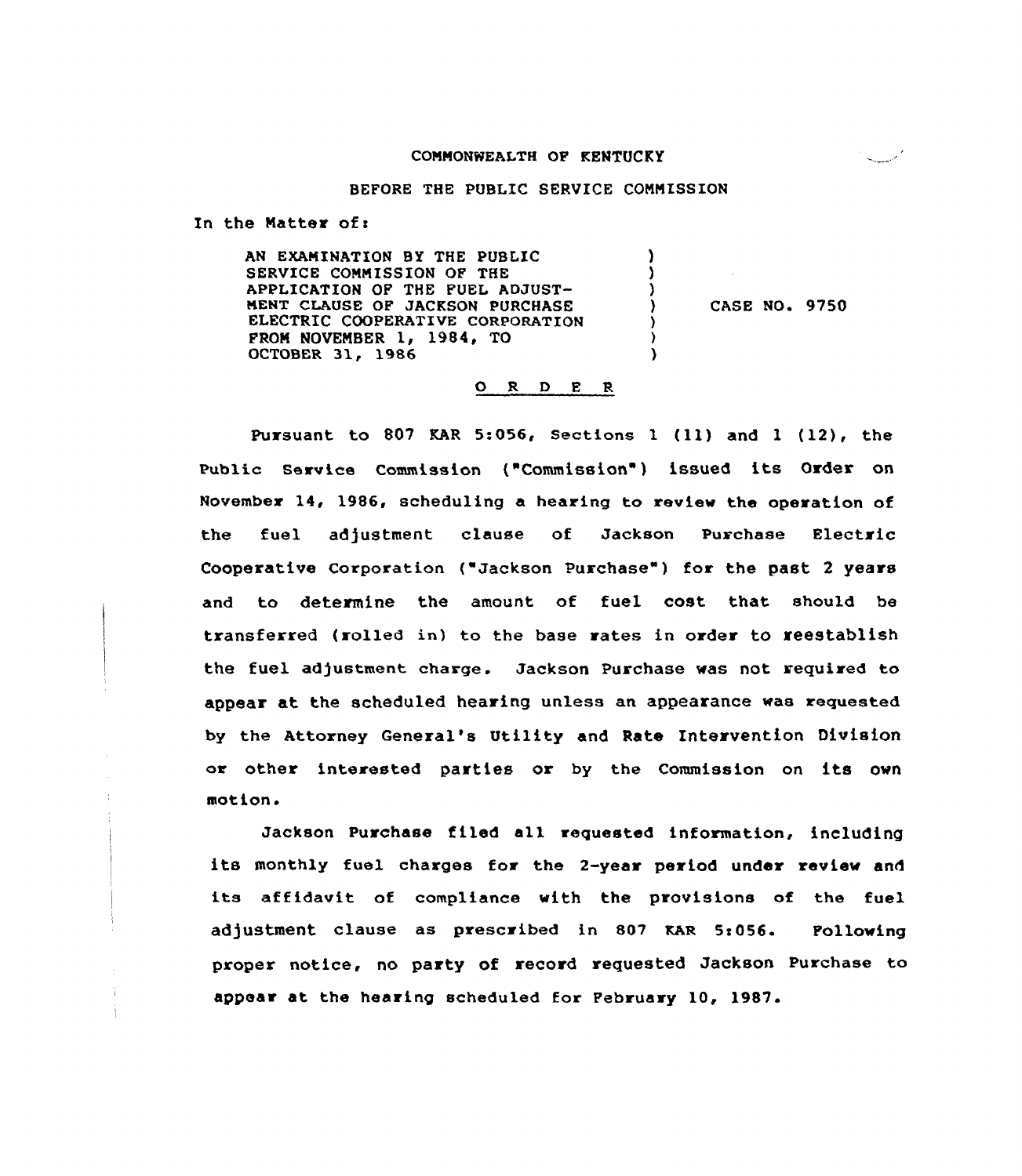COMMONWEALTH OF KENTUCKY

BEFORE THE PUBLIC SERVICE COMMISSION

In the Matter of:

| | | |
|---|---|---|
| AN EXAMINATION BY THE PUBLIC SERVICE COMMISSION OF THE APPLICATION OF THE FUEL ADJUSTMENT CLAUSE OF JACKSON PURCHASE ELECTRIC COOPERATIVE CORPORATION FROM NOVEMBER 1, 1984, TO OCTOBER 31, 1986 | ) | CASE NO. 9750 |

## O R D E R

Pursuant to 807 KAR 5:056, Sections 1 (11) and 1 (12), the Public Service Commission ("Commission") issued its Order on November 14, 1986, scheduling a hearing to review the operation of the fuel adjustment clause of Jackson Purchase Electric Cooperative Corporation ("Jackson Purchase") for the past 2 years and to determine the amount of fuel cost that should be transferred (rolled in) to the base rates in order to reestablish the fuel adjustment charge. Jackson Purchase was not required to appear at the scheduled hearing unless an appearance was requested by the Attorney General's Utility and Rate Intervention Division or other interested parties or by the Commission on its own motion.

Jackson Purchase filed all requested information, including its monthly fuel charges for the 2-year period under review and its affidavit of compliance with the provisions of the fuel adjustment clause as prescribed in 807 KAR 5:056. Following proper notice, no party of record requested Jackson Purchase to appear at the hearing scheduled for February 10, 1987.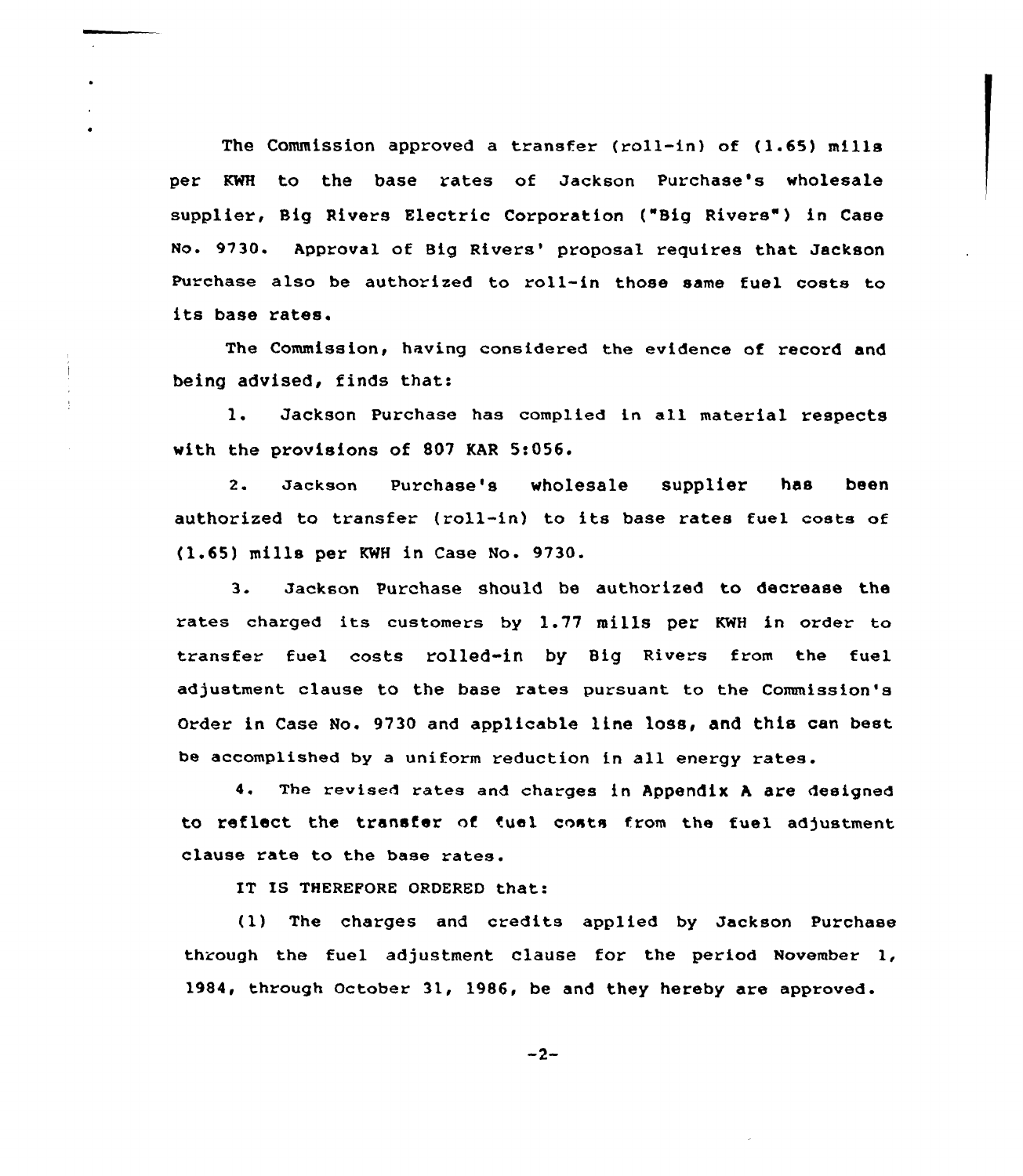The Commission approved a transfer (roll-in) of (1.65) mills per KWH to the base rates of Jackson Purchase's wholesale supplier, Big Rivers Electric Corporation ("Big Rivers") in Case No. 9730. Approval of Big Rivers' proposal requires that Jackson Purchase also be authorized to roll-in those same fuel costs to its base rates.

The Commission, having considered the evidence of record and being advised, finds that:

1. Jackson Purchase has complied in all material respects with the provisions of 807 KAR 5:056.

2. Jackson Purchase's wholesale supplier has been authorized to transfer (roll-in) to its base rates fuel costs of (1.65) mills per KWH in Case No. 9730.

3. Jackson Purchase should be authorized to decrease the rates charged its customers by 1.77 mills per KWH in order to transfer fuel costs rolled-in by Big Rivers from the fuel adjustment clause to the base rates pursuant to the Commission's Order in Case No. 9730 and applicable line loss, and this can best be accomplished by a uniform reduction in all energy rates.

4. The revised rates and charges in Appendix A are designed to reflect the transfer of fuel costs from the fuel adjustment clause rate to the base rates.

IT IS THEREFORE ORDERED that:

(1) The charges and credits applied by Jackson Purchase through the fuel adjustment clause for the period November 1, 1984, through October 31, 1986, be and they hereby are approved.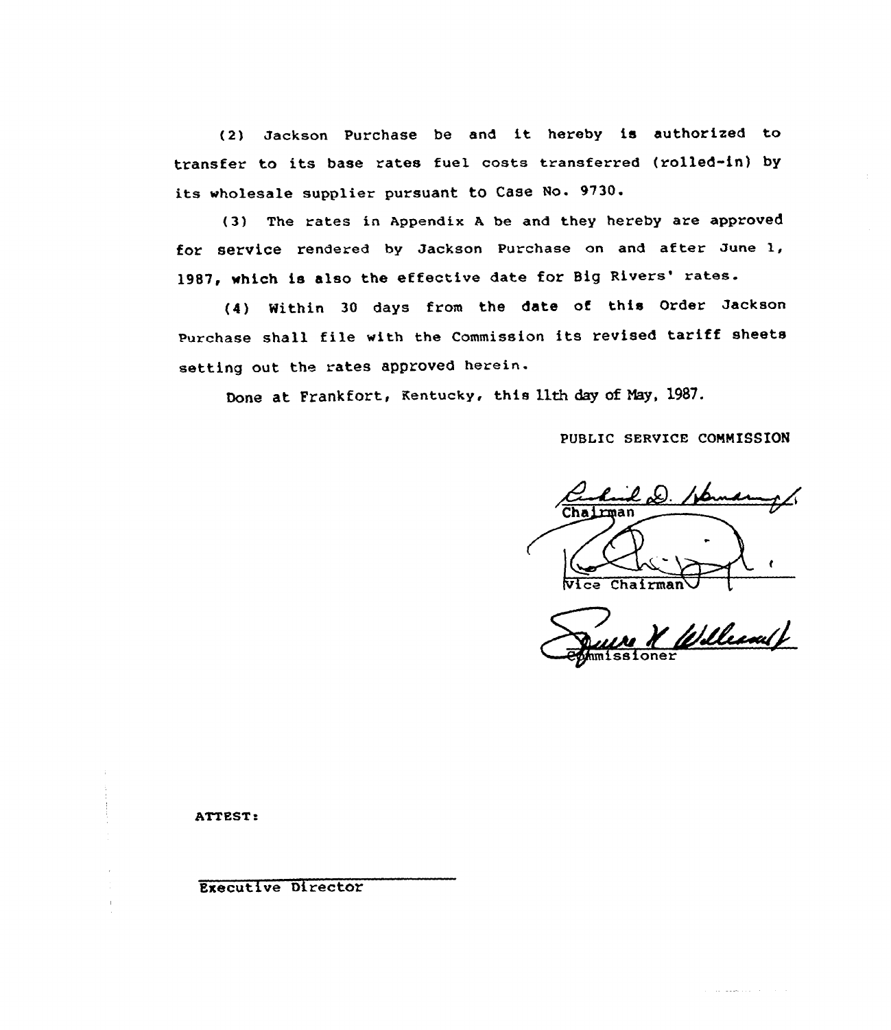(2) Jackson Purchase be and it hereby is authorized to transfer to its base rates fuel costs transferred (rolled-in) by its wholesale supplier pursuant to Case No. 9730.

(3) The rates in Appendix A be and they hereby are approved for service rendered by Jackson Purchase on and after June 1, 1987, which is also the effective date for Big Rivers' rates.

(4) Within 30 days from the date of this Order Jackson Purchase shall file with the Commission its revised tariff sheets setting out the rates approved herein.

Done at Frankfort, Kentucky, this 11th day of May, 1987.

PUBLIC SERVICE COMMISSION

Chairman

Vice Chairman

Commissioner

ATTEST:

Executive Director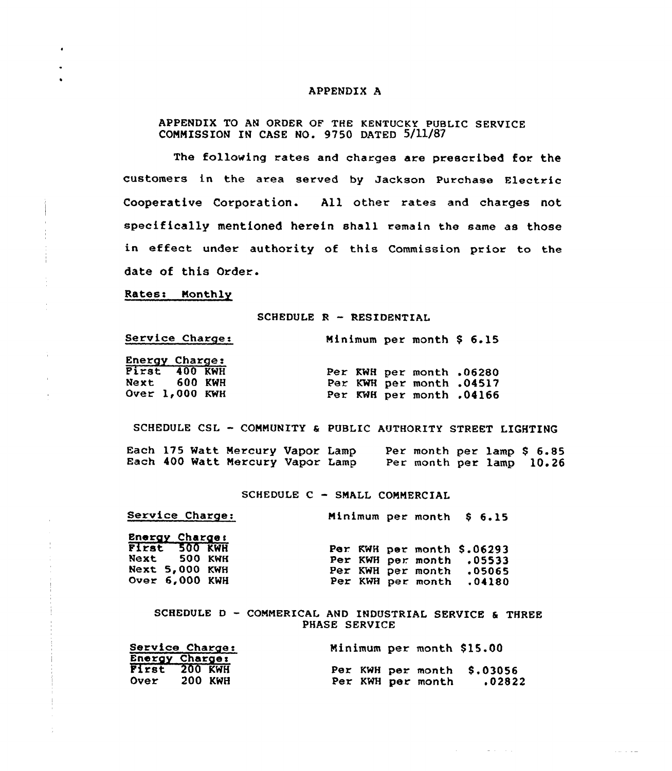# APPENDIX A

APPENDIX TO AN ORDER OF THE KENTUCKY PUBLIC SERVICE COMMISSION IN CASE NO. 9750 DATED 5/11/87

The following rates and charges are prescribed for the customers in the area served by Jackson Purchase Electric Cooperative Corporation. All other rates and charges not specifically mentioned herein shall remain the same as those in effect under authority of this Commission prior to the date of this Order.

Rates: Monthly

## SCHEDULE R - RESIDENTIAL

| Service Charge: | Minimum per month $ 6.15 |
|---|---|
| Energy Charge: | |
| First 400 KWH | Per KWH per month .06280 |
| Next 600 KWH | Per KWH per month .04517 |
| Over 1,000 KWH | Per KWH per month .04166 |

## SCHEDULE CSL - COMMUNITY & PUBLIC AUTHORITY STREET LIGHTING

| | |
|---|---|
| Each 175 Watt Mercury Vapor Lamp | Per month per lamp $ 6.85 |
| Each 400 Watt Mercury Vapor Lamp | Per month per lamp 10.26 |

## SCHEDULE C - SMALL COMMERCIAL

| Service Charge: | Minimum per month $ 6.15 |
|---|---|
| Energy Charge: | |
| First 500 KWH | Per KWH per month $.06293 |
| Next 500 KWH | Per KWH per month .05533 |
| Next 5,000 KWH | Per KWH per month .05065 |
| Over 6,000 KWH | Per KWH per month .04180 |

## SCHEDULE D - COMMERICAL AND INDUSTRIAL SERVICE & THREE PHASE SERVICE

| Service Charge: | Minimum per month $15.00 |
|---|---|
| Energy Charge: | |
| First 200 KWH | Per KWH per month $.03056 |
| Over 200 KWH | Per KWH per month .02822 |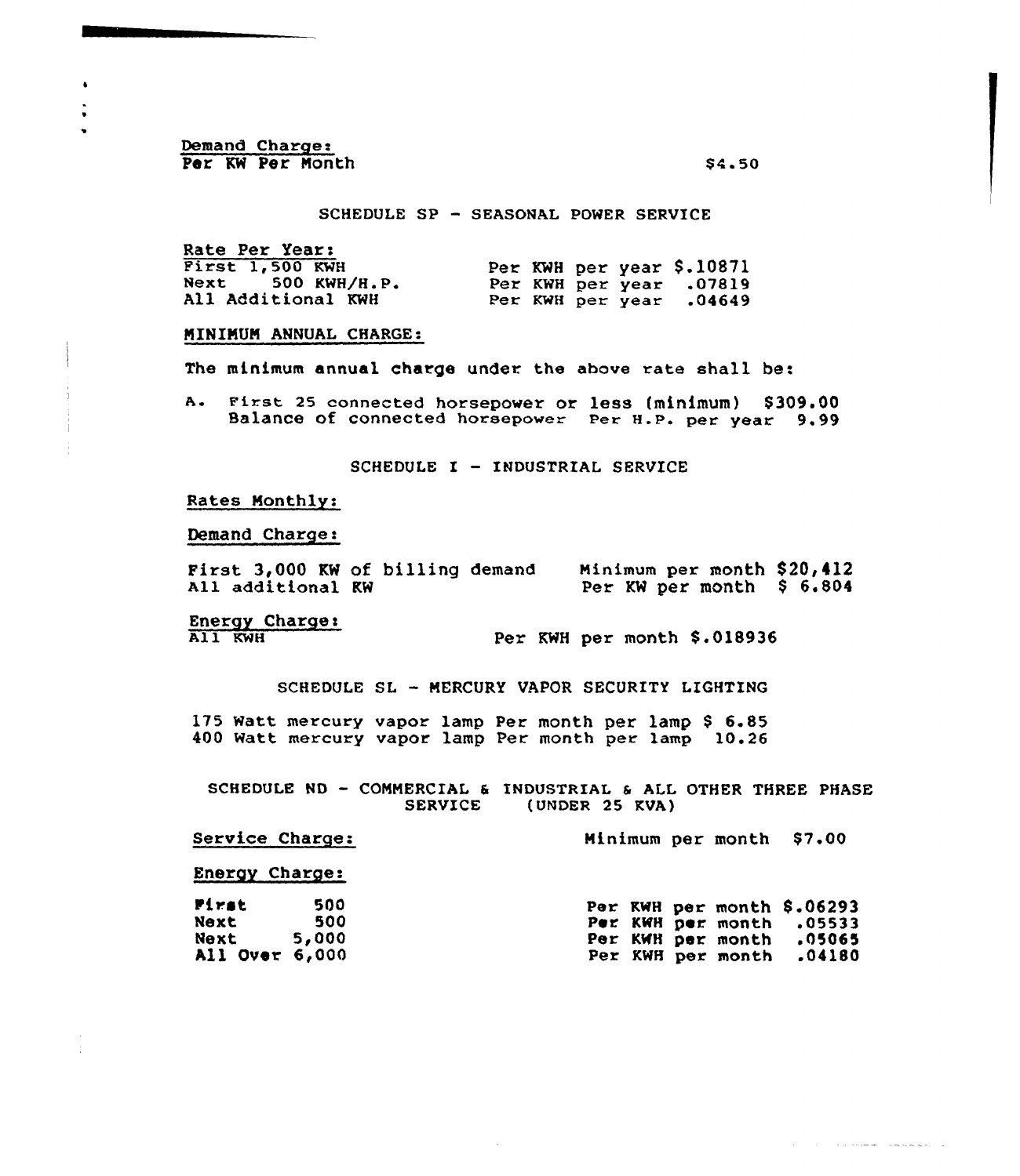Demand Charge:
Per KW Per Month $4.50

## SCHEDULE SP - SEASONAL POWER SERVICE

Rate Per Year:

| | |
|---|---|
| First 1,500 KWH | Per KWH per year $.10871 |
| Next 500 KWH/H.P. | Per KWH per year .07819 |
| All Additional KWH | Per KWH per year .04649 |

MINIMUM ANNUAL CHARGE:

The minimum annual charge under the above rate shall be:

A. First 25 connected horsepower or less (minimum) $309.00
Balance of connected horsepower Per H.P. per year 9.99

## SCHEDULE I - INDUSTRIAL SERVICE

Rates Monthly:

Demand Charge:

| | |
|---|---|
| First 3,000 KW of billing demand | Minimum per month $20,412 |
| All additional KW | Per KW per month $ 6.804 |

Energy Charge:

| | |
|---|---|
| All KWH | Per KWH per month $.018936 |

## SCHEDULE SL - MERCURY VAPOR SECURITY LIGHTING

| | |
|---|---|
| 175 Watt mercury vapor lamp | Per month per lamp $ 6.85 |
| 400 Watt mercury vapor lamp | Per month per lamp 10.26 |

## SCHEDULE ND - COMMERCIAL & INDUSTRIAL & ALL OTHER THREE PHASE SERVICE (UNDER 25 KVA)

Service Charge: Minimum per month $7.00

Energy Charge:

| | |
|---|---|
| First 500 | Per KWH per month $.06293 |
| Next 500 | Per KWH per month .05533 |
| Next 5,000 | Per KWH per month .05065 |
| All Over 6,000 | Per KWH per month .04180 |